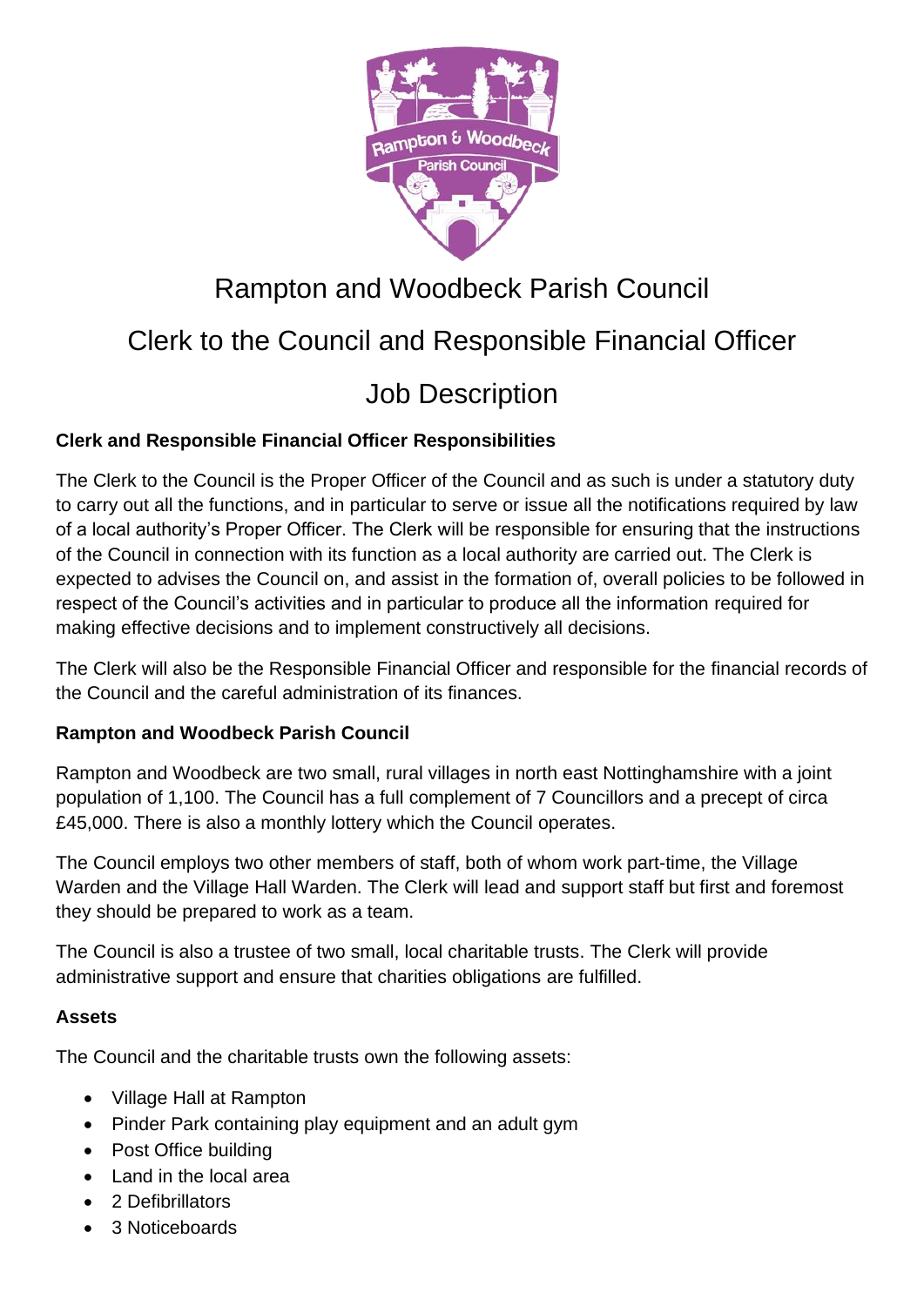# Rampton and Woodbeck Parish Council

## Clerk to the Council and Responsible Financial Officer

## Job Description

**Clerk and Responsible Financial Officer Responsibilities**

The Clerk to the Council is the Proper Officer of the Council and as such is under a statutory duty to carry out all the functions, and in particular to serve or issue all the notifications required by law of a local authority's Proper Officer. The Clerk will be responsible for ensuring that the instructions of the Council in connection with its function as a local authority are carried out. The Clerk is expected to advises the Council on, and assist in the formation of, overall policies to be followed in respect of the Council's activities and in particular to produce all the information required for making effective decisions and to implement constructively all decisions.

The Clerk will also be the Responsible Financial Officer and responsible for the financial records of the Council and the careful administration of its finances.

**Rampton and Woodbeck Parish Council**

Rampton and Woodbeck are two small, rural villages in north east Nottinghamshire with a joint population of 1,100. The Council has a full complement of 7 Councillors and a precept of circa £45,000. There is also a monthly lottery which the Council operates.

The Council employs two other members of staff, both of whom work part-time, the Village Warden and the Village Hall Warden. The Clerk will lead and support staff but first and foremost they should be prepared to work as a team.

The Council is also a trustee of two small, local charitable trusts. The Clerk will provide administrative support and ensure that charities obligations are fulfilled.

**Assets**

The Council and the charitable trusts own the following assets:

- Village Hall at Rampton
- Pinder Park containing play equipment and an adult gym
- Post Office building
- Land in the local area
- 2 Defibrillators
- 3 Noticeboards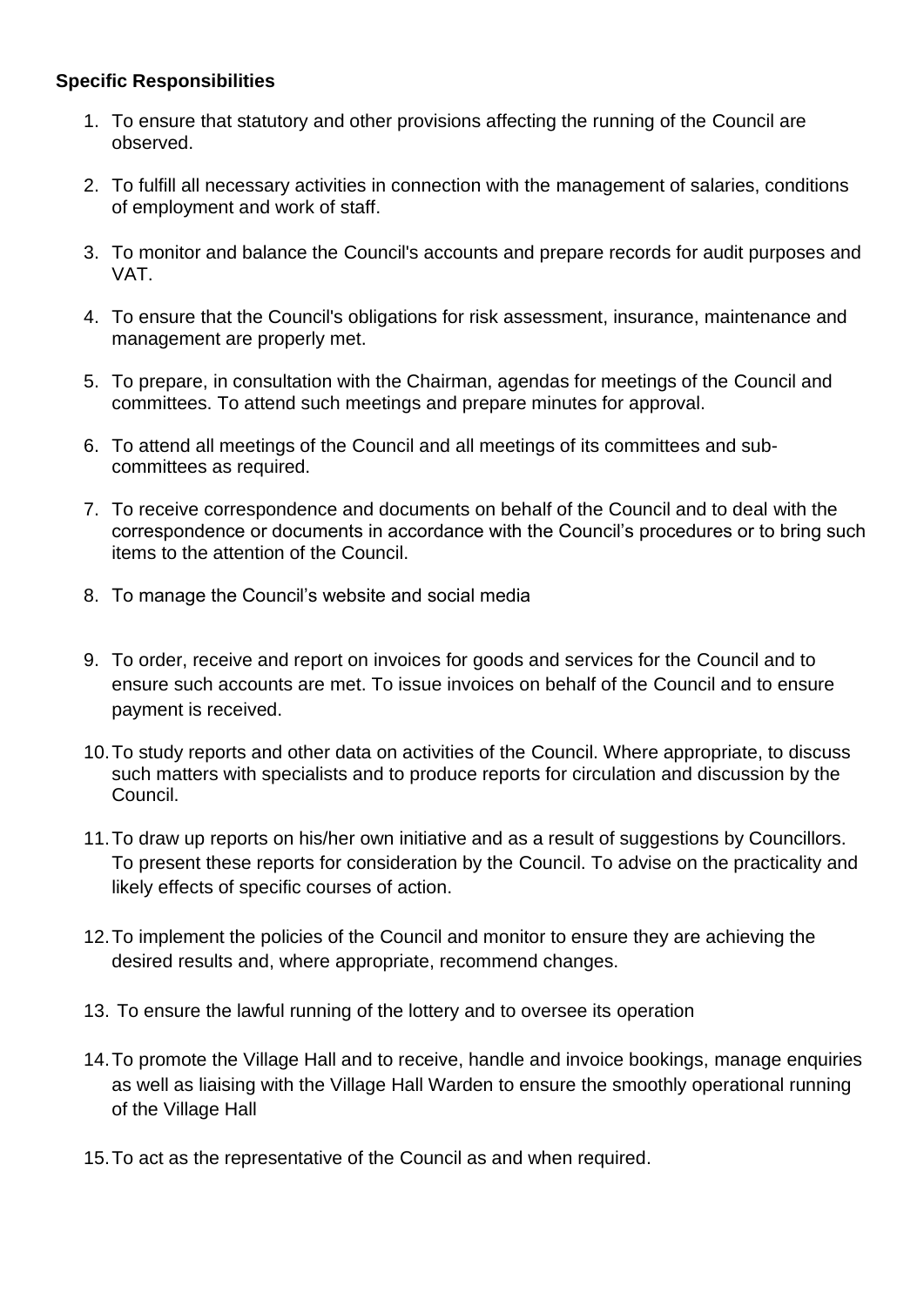**Specific Responsibilities**

1. To ensure that statutory and other provisions affecting the running of the Council are observed.

2. To fulfill all necessary activities in connection with the management of salaries, conditions of employment and work of staff.

3. To monitor and balance the Council's accounts and prepare records for audit purposes and VAT.

4. To ensure that the Council's obligations for risk assessment, insurance, maintenance and management are properly met.

5. To prepare, in consultation with the Chairman, agendas for meetings of the Council and committees. To attend such meetings and prepare minutes for approval.

6. To attend all meetings of the Council and all meetings of its committees and sub-committees as required.

7. To receive correspondence and documents on behalf of the Council and to deal with the correspondence or documents in accordance with the Council's procedures or to bring such items to the attention of the Council.

8. To manage the Council's website and social media

9. To order, receive and report on invoices for goods and services for the Council and to ensure such accounts are met. To issue invoices on behalf of the Council and to ensure payment is received.

10. To study reports and other data on activities of the Council. Where appropriate, to discuss such matters with specialists and to produce reports for circulation and discussion by the Council.

11. To draw up reports on his/her own initiative and as a result of suggestions by Councillors. To present these reports for consideration by the Council. To advise on the practicality and likely effects of specific courses of action.

12. To implement the policies of the Council and monitor to ensure they are achieving the desired results and, where appropriate, recommend changes.

13. To ensure the lawful running of the lottery and to oversee its operation

14. To promote the Village Hall and to receive, handle and invoice bookings, manage enquiries as well as liaising with the Village Hall Warden to ensure the smoothly operational running of the Village Hall

15. To act as the representative of the Council as and when required.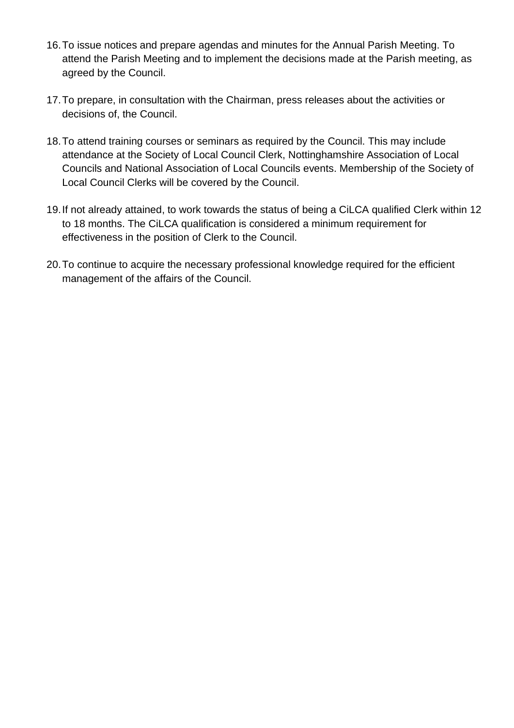16. To issue notices and prepare agendas and minutes for the Annual Parish Meeting. To attend the Parish Meeting and to implement the decisions made at the Parish meeting, as agreed by the Council.

17. To prepare, in consultation with the Chairman, press releases about the activities or decisions of, the Council.

18. To attend training courses or seminars as required by the Council. This may include attendance at the Society of Local Council Clerk, Nottinghamshire Association of Local Councils and National Association of Local Councils events. Membership of the Society of Local Council Clerks will be covered by the Council.

19. If not already attained, to work towards the status of being a CiLCA qualified Clerk within 12 to 18 months. The CiLCA qualification is considered a minimum requirement for effectiveness in the position of Clerk to the Council.

20. To continue to acquire the necessary professional knowledge required for the efficient management of the affairs of the Council.